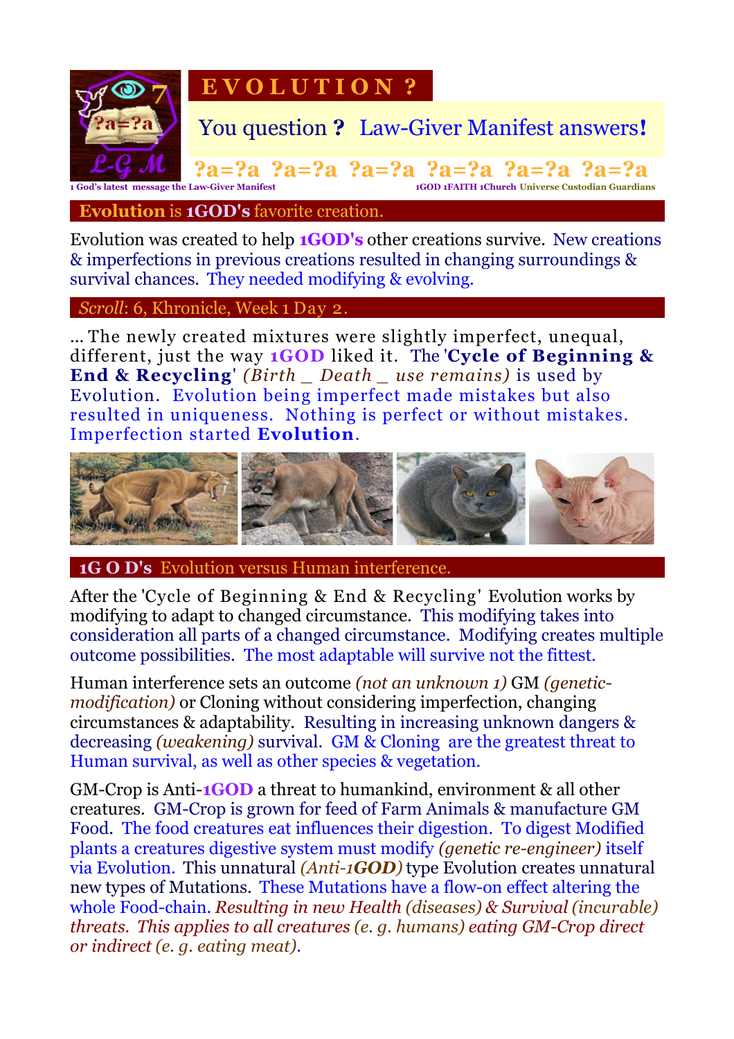# E V O L U T I O N ?

You question **?** Law-Giver Manifest answers**!**

?a=?a ?a=?a ?a=?a ?a=?a ?a=?a ?a=?a

1 God's latest message the Law-Giver Manifest

1GOD 1FAITH 1Church Universe Custodian Guardians

## **Evolution** is **1GOD's** favorite creation.

Evolution was created to help **1GOD's** other creations survive. New creations & imperfections in previous creations resulted in changing surroundings & survival chances. They needed modifying & evolving.

## *Scroll*: 6, Khronicle, Week 1 Day 2.

... The newly created mixtures were slightly imperfect, unequal, different, just the way **1GOD** liked it. The '**Cycle of Beginning & End & Recycling**' *(Birth _ Death _ use remains)* is used by Evolution. Evolution being imperfect made mistakes but also resulted in uniqueness. Nothing is perfect or without mistakes. Imperfection started **Evolution**.

## **1G O D's** Evolution versus Human interference.

After the 'Cycle of Beginning & End & Recycling' Evolution works by modifying to adapt to changed circumstance. This modifying takes into consideration all parts of a changed circumstance. Modifying creates multiple outcome possibilities. The most adaptable will survive not the fittest.

Human interference sets an outcome *(not an unknown 1)* GM *(genetic-modification)* or Cloning without considering imperfection, changing circumstances & adaptability. Resulting in increasing unknown dangers & decreasing *(weakening)* survival. GM & Cloning are the greatest threat to Human survival, as well as other species & vegetation.

GM-Crop is Anti-**1GOD** a threat to humankind, environment & all other creatures. GM-Crop is grown for feed of Farm Animals & manufacture GM Food. The food creatures eat influences their digestion. To digest Modified plants a creatures digestive system must modify *(genetic re-engineer)* itself via Evolution. This unnatural *(Anti-1**GOD**)* type Evolution creates unnatural new types of Mutations. These Mutations have a flow-on effect altering the whole Food-chain. *Resulting in new Health (diseases) & Survival (incurable) threats. This applies to all creatures (e. g. humans) eating GM-Crop direct or indirect (e. g. eating meat).*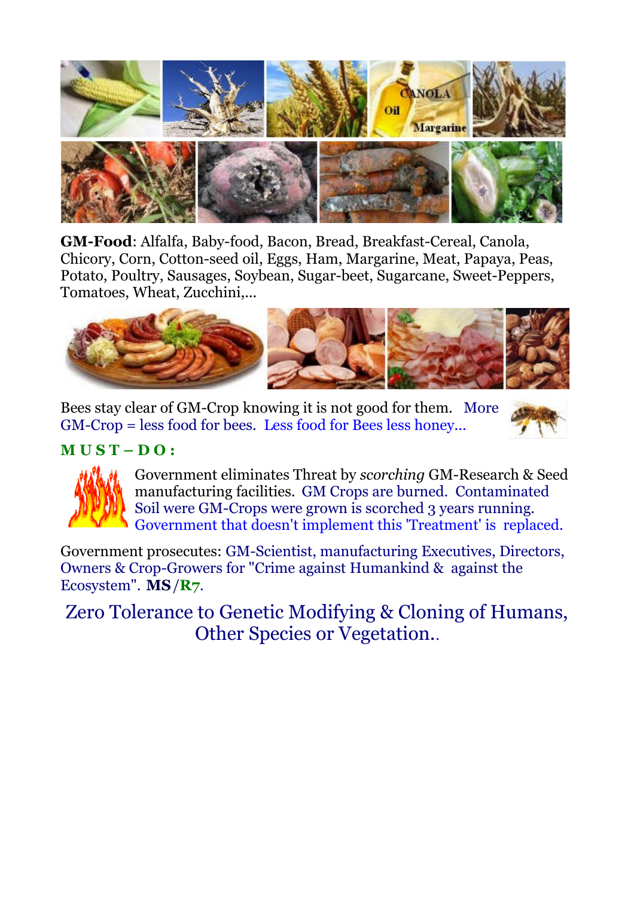**GM-Food**: Alfalfa, Baby-food, Bacon, Bread, Breakfast-Cereal, Canola, Chicory, Corn, Cotton-seed oil, Eggs, Ham, Margarine, Meat, Papaya, Peas, Potato, Poultry, Sausages, Soybean, Sugar-beet, Sugarcane, Sweet-Peppers, Tomatoes, Wheat, Zucchini,...

Bees stay clear of GM-Crop knowing it is not good for them. More GM-Crop = less food for bees. Less food for Bees less honey...

**MUST – DO:**

Government eliminates Threat by *scorching* GM-Research & Seed manufacturing facilities. GM Crops are burned. Contaminated Soil were GM-Crops were grown is scorched 3 years running. Government that doesn't implement this 'Treatment' is replaced.

Government prosecutes: GM-Scientist, manufacturing Executives, Directors, Owners & Crop-Growers for "Crime against Humankind & against the Ecosystem". **MS**/**R7**.

Zero Tolerance to Genetic Modifying & Cloning of Humans, Other Species or Vegetation..